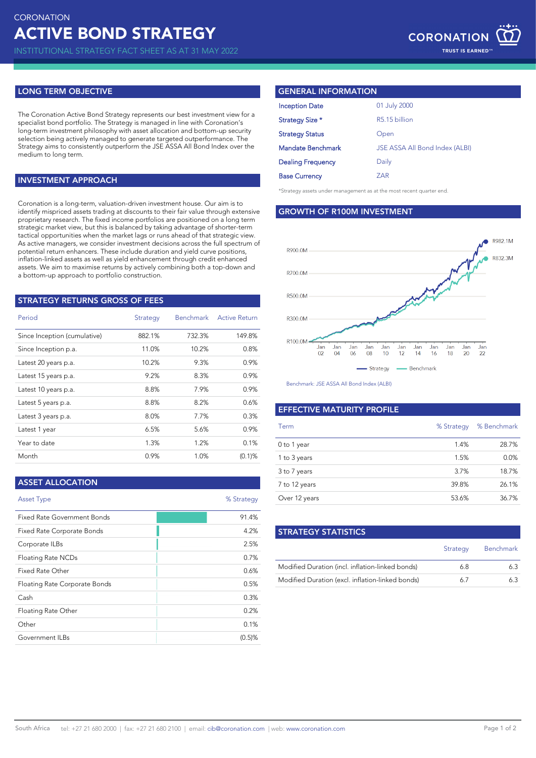CORONATION

# ACTIVE BOND STRATEGY

INSTITUTIONAL STRATEGY FACT SHEET AS AT 31 MAY 2022

## LONG TERM OBJECTIVE

The Coronation Active Bond Strategy represents our best investment view for a specialist bond portfolio. The Strategy is managed in line with Coronation's long-term investment philosophy with asset allocation and bottom-up security selection being actively managed to generate targeted outperformance. The Strategy aims to consistently outperform the JSE ASSA All Bond Index over the medium to long term.

## INVESTMENT APPROACH

Coronation is a long-term, valuation-driven investment house. Our aim is to identify mispriced assets trading at discounts to their fair value through extensive proprietary research. The fixed income portfolios are positioned on a long term strategic market view, but this is balanced by taking advantage of shorter-term tactical opportunities when the market lags or runs ahead of that strategic view. As active managers, we consider investment decisions across the full spectrum of potential return enhancers. These include duration and yield curve positions, inflation-linked assets as well as yield enhancement through credit enhanced assets. We aim to maximise returns by actively combining both a top-down and a bottom-up approach to portfolio construction.

## STRATEGY RETURNS GROSS OF FEES

| Period | Strategy | Benchmark | Active Return |
|---|---|---|---|
| Since Inception (cumulative) | 882.1% | 732.3% | 149.8% |
| Since Inception p.a. | 11.0% | 10.2% | 0.8% |
| Latest 20 years p.a. | 10.2% | 9.3% | 0.9% |
| Latest 15 years p.a. | 9.2% | 8.3% | 0.9% |
| Latest 10 years p.a. | 8.8% | 7.9% | 0.9% |
| Latest 5 years p.a. | 8.8% | 8.2% | 0.6% |
| Latest 3 years p.a. | 8.0% | 7.7% | 0.3% |
| Latest 1 year | 6.5% | 5.6% | 0.9% |
| Year to date | 1.3% | 1.2% | 0.1% |
| Month | 0.9% | 1.0% | (0.1)% |

## ASSET ALLOCATION

| Asset Type | % Strategy |
|---|---|
| Fixed Rate Government Bonds | 91.4% |
| Fixed Rate Corporate Bonds | 4.2% |
| Corporate ILBs | 2.5% |
| Floating Rate NCDs | 0.7% |
| Fixed Rate Other | 0.6% |
| Floating Rate Corporate Bonds | 0.5% |
| Cash | 0.3% |
| Floating Rate Other | 0.2% |
| Other | 0.1% |
| Government ILBs | (0.5)% |

## GENERAL INFORMATION

| | |
|---|---|
| Inception Date | 01 July 2000 |
| Strategy Size * | R5.15 billion |
| Strategy Status | Open |
| Mandate Benchmark | JSE ASSA All Bond Index (ALBI) |
| Dealing Frequency | Daily |
| Base Currency | ZAR |

*Strategy assets under management as at the most recent quarter end.

## GROWTH OF R100M INVESTMENT

Strategy: R982.1M; Benchmark: R832.3M

Benchmark: JSE ASSA All Bond Index (ALBI)

## EFFECTIVE MATURITY PROFILE

| Term | % Strategy | % Benchmark |
|---|---|---|
| 0 to 1 year | 1.4% | 28.7% |
| 1 to 3 years | 1.5% | 0.0% |
| 3 to 7 years | 3.7% | 18.7% |
| 7 to 12 years | 39.8% | 26.1% |
| Over 12 years | 53.6% | 36.7% |

## STRATEGY STATISTICS

| | Strategy | Benchmark |
|---|---|---|
| Modified Duration (incl. inflation-linked bonds) | 6.8 | 6.3 |
| Modified Duration (excl. inflation-linked bonds) | 6.7 | 6.3 |

South Africa tel: +27 21 680 2000 | fax: +27 21 680 2100 | email: cib@coronation.com | web: www.coronation.com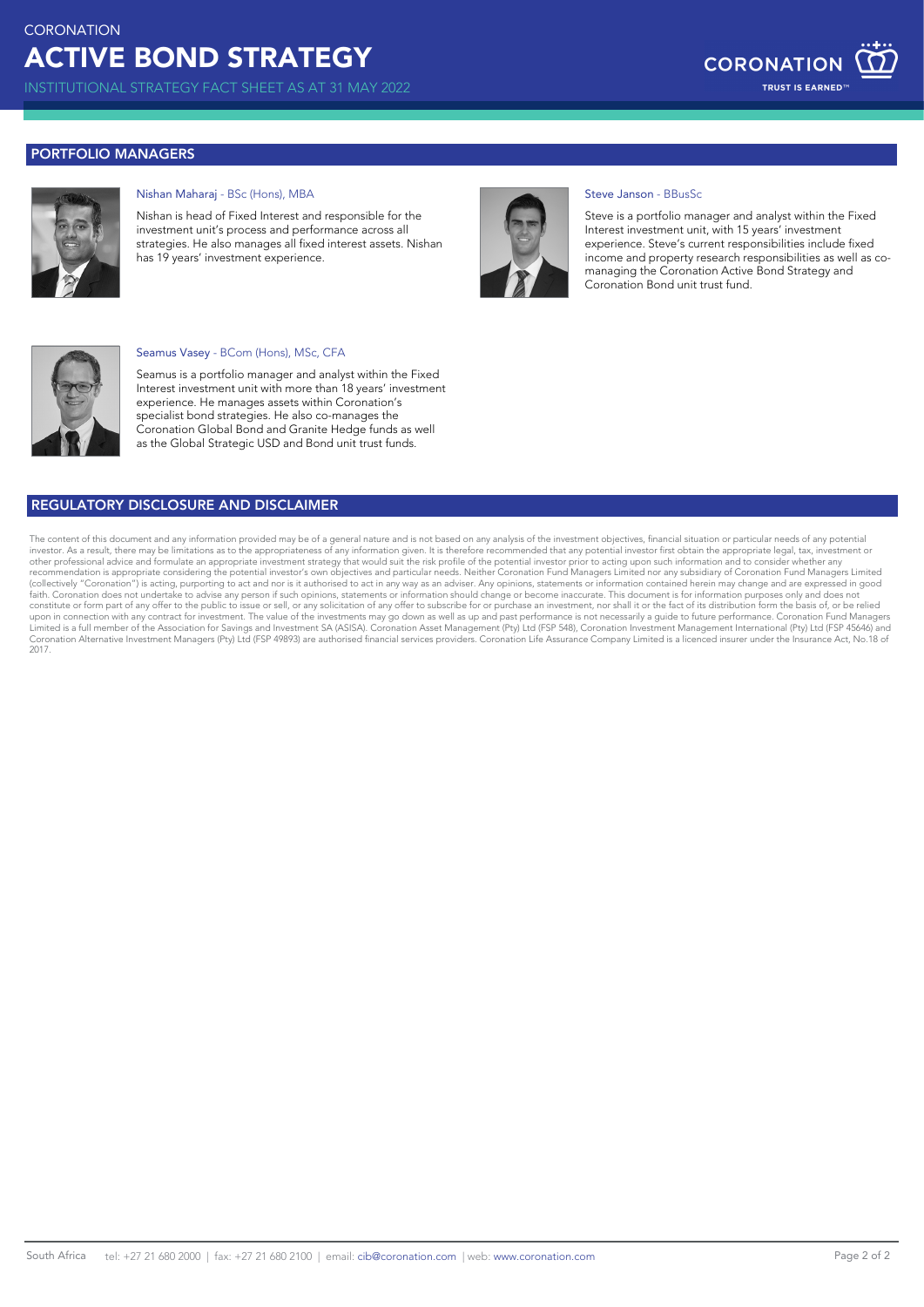# PORTFOLIO MANAGERS

### Nishan Maharaj - BSc (Hons), MBA

Nishan is head of Fixed Interest and responsible for the investment unit's process and performance across all strategies. He also manages all fixed interest assets. Nishan has 19 years' investment experience.

### Steve Janson - BBusSc

Steve is a portfolio manager and analyst within the Fixed Interest investment unit, with 15 years' investment experience. Steve's current responsibilities include fixed income and property research responsibilities as well as co-managing the Coronation Active Bond Strategy and Coronation Bond unit trust fund.

### Seamus Vasey - BCom (Hons), MSc, CFA

Seamus is a portfolio manager and analyst within the Fixed Interest investment unit with more than 18 years' investment experience. He manages assets within Coronation's specialist bond strategies. He also co-manages the Coronation Global Bond and Granite Hedge funds as well as the Global Strategic USD and Bond unit trust funds.

# REGULATORY DISCLOSURE AND DISCLAIMER

The content of this document and any information provided may be of a general nature and is not based on any analysis of the investment objectives, financial situation or particular needs of any potential investor. As a result, there may be limitations as to the appropriateness of any information given. It is therefore recommended that any potential investor first obtain the appropriate legal, tax, investment or other professional advice and formulate an appropriate investment strategy that would suit the risk profile of the potential investor prior to acting upon such information and to consider whether any recommendation is appropriate considering the potential investor's own objectives and particular needs. Neither Coronation Fund Managers Limited nor any subsidiary of Coronation Fund Managers Limited (collectively "Coronation") is acting, purporting to act and nor is it authorised to act in any way as an adviser. Any opinions, statements or information contained herein may change and are expressed in good faith. Coronation does not undertake to advise any person if such opinions, statements or information should change or become inaccurate. This document is for information purposes only and does not constitute or form part of any offer to the public to issue or sell, or any solicitation of any offer to subscribe for or purchase an investment, nor shall it or the fact of its distribution form the basis of, or be relied upon in connection with any contract for investment. The value of the investments may go down as well as up and past performance is not necessarily a guide to future performance. Coronation Fund Managers Limited is a full member of the Association for Savings and Investment SA (ASISA). Coronation Asset Management (Pty) Ltd (FSP 548), Coronation Investment Management International (Pty) Ltd (FSP 45646) and Coronation Alternative Investment Managers (Pty) Ltd (FSP 49893) are authorised financial services providers. Coronation Life Assurance Company Limited is a licenced insurer under the Insurance Act, No.18 of 2017.

South Africa tel: +27 21 680 2000 | fax: +27 21 680 2100 | email: cib@coronation.com | web: www.coronation.com